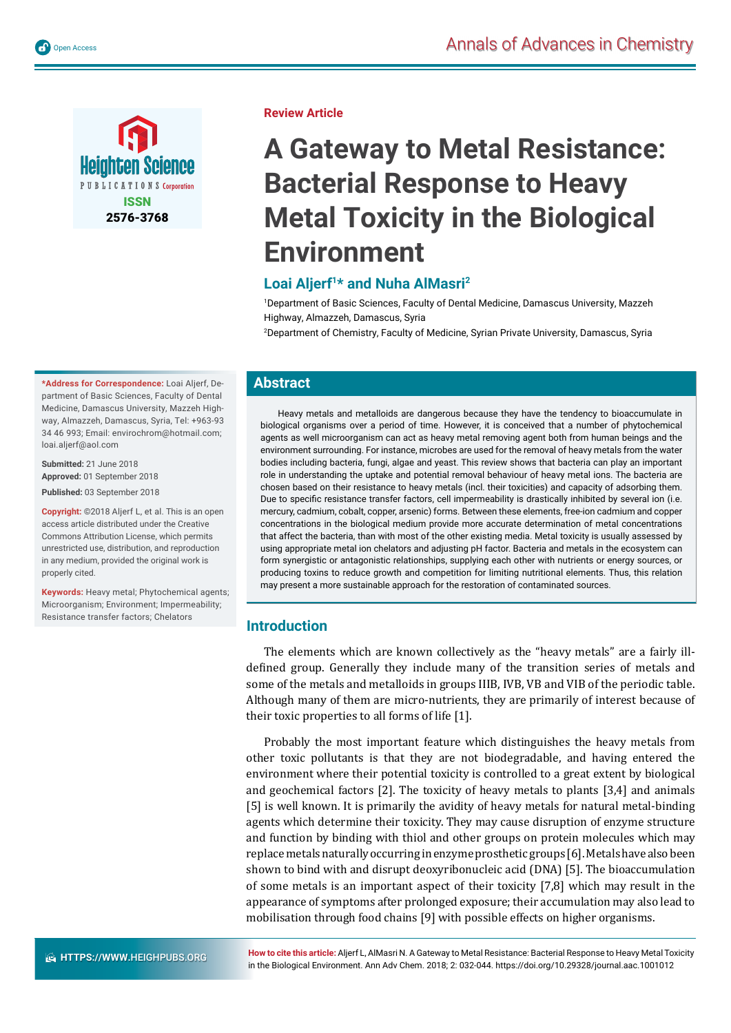Review Article

# A Gateway to Metal Resistance: Bacterial Response to Heavy Metal Toxicity in the Biological Environment

**Loai Aljerf[1]* and Nuha AlMasri[2]**

[1]Department of Basic Sciences, Faculty of Dental Medicine, Damascus University, Mazzeh Highway, Almazzeh, Damascus, Syria

[2]Department of Chemistry, Faculty of Medicine, Syrian Private University, Damascus, Syria

**\*Address for Correspondence:** Loai Aljerf, Department of Basic Sciences, Faculty of Dental Medicine, Damascus University, Mazzeh Highway, Almazzeh, Damascus, Syria, Tel: +963-93 34 46 993; Email: envirochrom@hotmail.com; loai.aljerf@aol.com

**Submitted:** 21 June 2018

**Approved:** 01 September 2018

**Published:** 03 September 2018

**Copyright:** ©2018 Aljerf L, et al. This is an open access article distributed under the Creative Commons Attribution License, which permits unrestricted use, distribution, and reproduction in any medium, provided the original work is properly cited.

**Keywords:** Heavy metal; Phytochemical agents; Microorganism; Environment; Impermeability; Resistance transfer factors; Chelators

**How to cite this article:** Aljerf L, AlMasri N. A Gateway to Metal Resistance: Bacterial Response to Heavy Metal Toxicity in the Biological Environment. Ann Adv Chem. 2018; 2: 032-044. https://doi.org/10.29328/journal.aac.1001012

## Abstract

Heavy metals and metalloids are dangerous because they have the tendency to bioaccumulate in biological organisms over a period of time. However, it is conceived that a number of phytochemical agents as well microorganism can act as heavy metal removing agent both from human beings and the environment surrounding. For instance, microbes are used for the removal of heavy metals from the water bodies including bacteria, fungi, algae and yeast. This review shows that bacteria can play an important role in understanding the uptake and potential removal behaviour of heavy metal ions. The bacteria are chosen based on their resistance to heavy metals (incl. their toxicities) and capacity of adsorbing them. Due to specific resistance transfer factors, cell impermeability is drastically inhibited by several ion (i.e. mercury, cadmium, cobalt, copper, arsenic) forms. Between these elements, free-ion cadmium and copper concentrations in the biological medium provide more accurate determination of metal concentrations that affect the bacteria, than with most of the other existing media. Metal toxicity is usually assessed by using appropriate metal ion chelators and adjusting pH factor. Bacteria and metals in the ecosystem can form synergistic or antagonistic relationships, supplying each other with nutrients or energy sources, or producing toxins to reduce growth and competition for limiting nutritional elements. Thus, this relation may present a more sustainable approach for the restoration of contaminated sources.

## Introduction

The elements which are known collectively as the "heavy metals" are a fairly ill-defined group. Generally they include many of the transition series of metals and some of the metals and metalloids in groups IIIB, IVB, VB and VIB of the periodic table. Although many of them are micro-nutrients, they are primarily of interest because of their toxic properties to all forms of life [1].

Probably the most important feature which distinguishes the heavy metals from other toxic pollutants is that they are not biodegradable, and having entered the environment where their potential toxicity is controlled to a great extent by biological and geochemical factors [2]. The toxicity of heavy metals to plants [3,4] and animals [5] is well known. It is primarily the avidity of heavy metals for natural metal-binding agents which determine their toxicity. They may cause disruption of enzyme structure and function by binding with thiol and other groups on protein molecules which may replace metals naturally occurring in enzyme prosthetic groups [6]. Metals have also been shown to bind with and disrupt deoxyribonucleic acid (DNA) [5]. The bioaccumulation of some metals is an important aspect of their toxicity [7,8] which may result in the appearance of symptoms after prolonged exposure; their accumulation may also lead to mobilisation through food chains [9] with possible effects on higher organisms.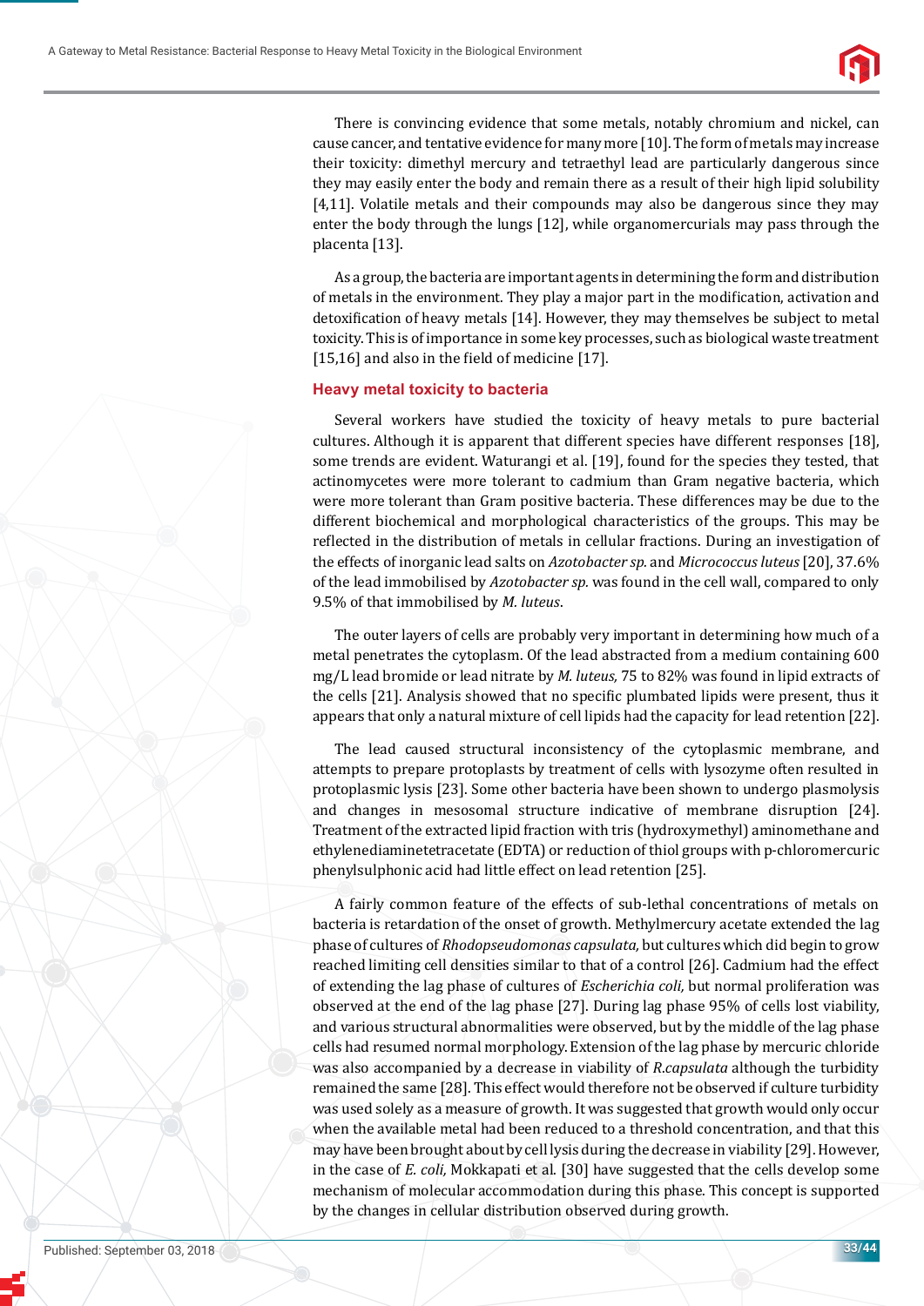There is convincing evidence that some metals, notably chromium and nickel, can cause cancer, and tentative evidence for many more [10]. The form of metals may increase their toxicity: dimethyl mercury and tetraethyl lead are particularly dangerous since they may easily enter the body and remain there as a result of their high lipid solubility [4,11]. Volatile metals and their compounds may also be dangerous since they may enter the body through the lungs [12], while organomercurials may pass through the placenta [13].

As a group, the bacteria are important agents in determining the form and distribution of metals in the environment. They play a major part in the modification, activation and detoxification of heavy metals [14]. However, they may themselves be subject to metal toxicity. This is of importance in some key processes, such as biological waste treatment [15,16] and also in the field of medicine [17].

## Heavy metal toxicity to bacteria

Several workers have studied the toxicity of heavy metals to pure bacterial cultures. Although it is apparent that different species have different responses [18], some trends are evident. Waturangi et al. [19], found for the species they tested, that actinomycetes were more tolerant to cadmium than Gram negative bacteria, which were more tolerant than Gram positive bacteria. These differences may be due to the different biochemical and morphological characteristics of the groups. This may be reflected in the distribution of metals in cellular fractions. During an investigation of the effects of inorganic lead salts on *Azotobacter sp.* and *Micrococcus luteus* [20], 37.6% of the lead immobilised by *Azotobacter sp.* was found in the cell wall, compared to only 9.5% of that immobilised by *M. luteus*.

The outer layers of cells are probably very important in determining how much of a metal penetrates the cytoplasm. Of the lead abstracted from a medium containing 600 mg/L lead bromide or lead nitrate by *M. luteus,* 75 to 82% was found in lipid extracts of the cells [21]. Analysis showed that no specific plumbated lipids were present, thus it appears that only a natural mixture of cell lipids had the capacity for lead retention [22].

The lead caused structural inconsistency of the cytoplasmic membrane, and attempts to prepare protoplasts by treatment of cells with lysozyme often resulted in protoplasmic lysis [23]. Some other bacteria have been shown to undergo plasmolysis and changes in mesosomal structure indicative of membrane disruption [24]. Treatment of the extracted lipid fraction with tris (hydroxymethyl) aminomethane and ethylenediaminetetracetate (EDTA) or reduction of thiol groups with p-chloromercuric phenylsulphonic acid had little effect on lead retention [25].

A fairly common feature of the effects of sub-lethal concentrations of metals on bacteria is retardation of the onset of growth. Methylmercury acetate extended the lag phase of cultures of *Rhodopseudomonas capsulata,* but cultures which did begin to grow reached limiting cell densities similar to that of a control [26]. Cadmium had the effect of extending the lag phase of cultures of *Escherichia coli,* but normal proliferation was observed at the end of the lag phase [27]. During lag phase 95% of cells lost viability, and various structural abnormalities were observed, but by the middle of the lag phase cells had resumed normal morphology. Extension of the lag phase by mercuric chloride was also accompanied by a decrease in viability of *R.capsulata* although the turbidity remained the same [28]. This effect would therefore not be observed if culture turbidity was used solely as a measure of growth. It was suggested that growth would only occur when the available metal had been reduced to a threshold concentration, and that this may have been brought about by cell lysis during the decrease in viability [29]. However, in the case of *E. coli,* Mokkapati et al. [30] have suggested that the cells develop some mechanism of molecular accommodation during this phase. This concept is supported by the changes in cellular distribution observed during growth.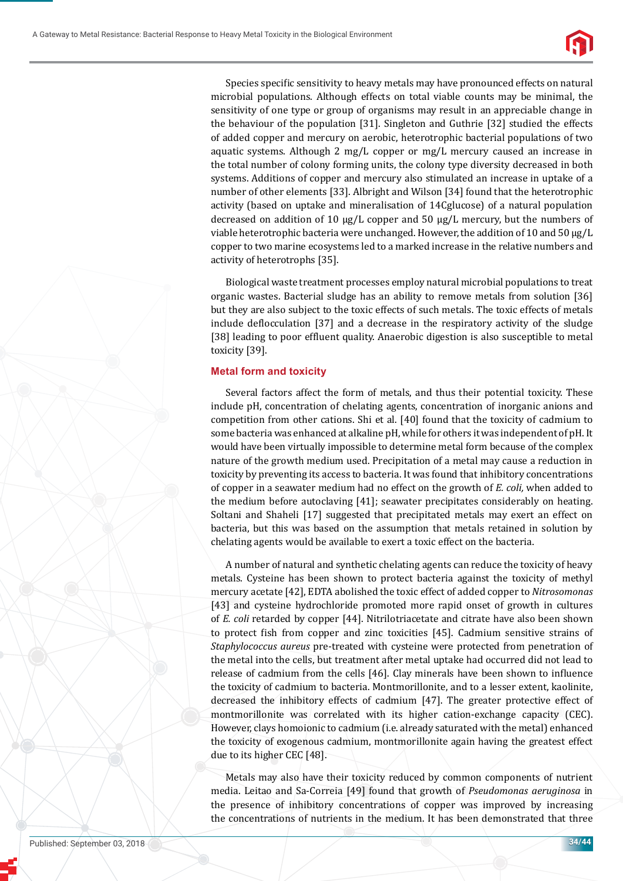Species specific sensitivity to heavy metals may have pronounced effects on natural microbial populations. Although effects on total viable counts may be minimal, the sensitivity of one type or group of organisms may result in an appreciable change in the behaviour of the population [31]. Singleton and Guthrie [32] studied the effects of added copper and mercury on aerobic, heterotrophic bacterial populations of two aquatic systems. Although 2 mg/L copper or mg/L mercury caused an increase in the total number of colony forming units, the colony type diversity decreased in both systems. Additions of copper and mercury also stimulated an increase in uptake of a number of other elements [33]. Albright and Wilson [34] found that the heterotrophic activity (based on uptake and mineralisation of 14Cglucose) of a natural population decreased on addition of 10 µg/L copper and 50 µg/L mercury, but the numbers of viable heterotrophic bacteria were unchanged. However, the addition of 10 and 50 µg/L copper to two marine ecosystems led to a marked increase in the relative numbers and activity of heterotrophs [35].

Biological waste treatment processes employ natural microbial populations to treat organic wastes. Bacterial sludge has an ability to remove metals from solution [36] but they are also subject to the toxic effects of such metals. The toxic effects of metals include deflocculation [37] and a decrease in the respiratory activity of the sludge [38] leading to poor effluent quality. Anaerobic digestion is also susceptible to metal toxicity [39].

## Metal form and toxicity

Several factors affect the form of metals, and thus their potential toxicity. These include pH, concentration of chelating agents, concentration of inorganic anions and competition from other cations. Shi et al. [40] found that the toxicity of cadmium to some bacteria was enhanced at alkaline pH, while for others it was independent of pH. It would have been virtually impossible to determine metal form because of the complex nature of the growth medium used. Precipitation of a metal may cause a reduction in toxicity by preventing its access to bacteria. It was found that inhibitory concentrations of copper in a seawater medium had no effect on the growth of *E. coli,* when added to the medium before autoclaving [41]; seawater precipitates considerably on heating. Soltani and Shaheli [17] suggested that precipitated metals may exert an effect on bacteria, but this was based on the assumption that metals retained in solution by chelating agents would be available to exert a toxic effect on the bacteria.

A number of natural and synthetic chelating agents can reduce the toxicity of heavy metals. Cysteine has been shown to protect bacteria against the toxicity of methyl mercury acetate [42], EDTA abolished the toxic effect of added copper to *Nitrosomonas* [43] and cysteine hydrochloride promoted more rapid onset of growth in cultures of *E. coli* retarded by copper [44]. Nitrilotriacetate and citrate have also been shown to protect fish from copper and zinc toxicities [45]. Cadmium sensitive strains of *Staphylococcus aureus* pre-treated with cysteine were protected from penetration of the metal into the cells, but treatment after metal uptake had occurred did not lead to release of cadmium from the cells [46]. Clay minerals have been shown to influence the toxicity of cadmium to bacteria. Montmorillonite, and to a lesser extent, kaolinite, decreased the inhibitory effects of cadmium [47]. The greater protective effect of montmorillonite was correlated with its higher cation-exchange capacity (CEC). However, clays homoionic to cadmium (i.e. already saturated with the metal) enhanced the toxicity of exogenous cadmium, montmorillonite again having the greatest effect due to its higher CEC [48].

Metals may also have their toxicity reduced by common components of nutrient media. Leitao and Sa-Correia [49] found that growth of *Pseudomonas aeruginosa* in the presence of inhibitory concentrations of copper was improved by increasing the concentrations of nutrients in the medium. It has been demonstrated that three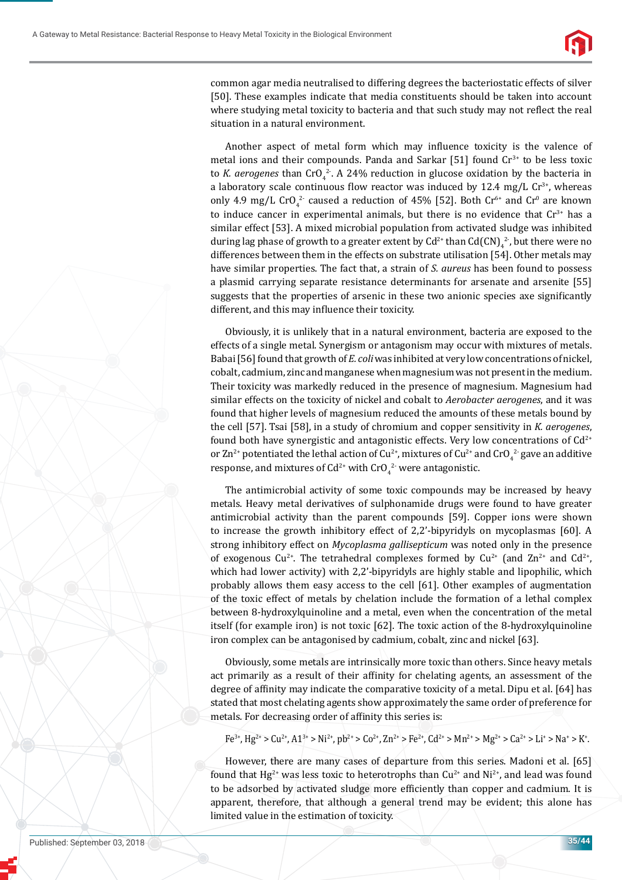common agar media neutralised to differing degrees the bacteriostatic effects of silver [50]. These examples indicate that media constituents should be taken into account where studying metal toxicity to bacteria and that such study may not reflect the real situation in a natural environment.

Another aspect of metal form which may influence toxicity is the valence of metal ions and their compounds. Panda and Sarkar [51] found $Cr^{3+}$ to be less toxic to *K. aerogenes* than $CrO_4^{2-}$. A 24% reduction in glucose oxidation by the bacteria in a laboratory scale continuous flow reactor was induced by 12.4 mg/L $Cr^{3+}$, whereas only 4.9 mg/L $CrO_4^{2-}$ caused a reduction of 45% [52]. Both $Cr^{6+}$ and $Cr^{0}$ are known to induce cancer in experimental animals, but there is no evidence that $Cr^{3+}$ has a similar effect [53]. A mixed microbial population from activated sludge was inhibited during lag phase of growth to a greater extent by $Cd^{2+}$ than $Cd(CN)_4^{2-}$, but there were no differences between them in the effects on substrate utilisation [54]. Other metals may have similar properties. The fact that, a strain of *S. aureus* has been found to possess a plasmid carrying separate resistance determinants for arsenate and arsenite [55] suggests that the properties of arsenic in these two anionic species axe significantly different, and this may influence their toxicity.

Obviously, it is unlikely that in a natural environment, bacteria are exposed to the effects of a single metal. Synergism or antagonism may occur with mixtures of metals. Babai [56] found that growth of *E. coli* was inhibited at very low concentrations of nickel, cobalt, cadmium, zinc and manganese when magnesium was not present in the medium. Their toxicity was markedly reduced in the presence of magnesium. Magnesium had similar effects on the toxicity of nickel and cobalt to *Aerobacter aerogenes*, and it was found that higher levels of magnesium reduced the amounts of these metals bound by the cell [57]. Tsai [58], in a study of chromium and copper sensitivity in *K. aerogenes*, found both have synergistic and antagonistic effects. Very low concentrations of $Cd^{2+}$ or $Zn^{2+}$ potentiated the lethal action of $Cu^{2+}$, mixtures of $Cu^{2+}$ and $CrO_4^{2-}$ gave an additive response, and mixtures of $Cd^{2+}$ with $CrO_4^{2-}$ were antagonistic.

The antimicrobial activity of some toxic compounds may be increased by heavy metals. Heavy metal derivatives of sulphonamide drugs were found to have greater antimicrobial activity than the parent compounds [59]. Copper ions were shown to increase the growth inhibitory effect of 2,2'-bipyridyls on mycoplasmas [60]. A strong inhibitory effect on *Mycoplasma gallisepticum* was noted only in the presence of exogenous $Cu^{2+}$. The tetrahedral complexes formed by $Cu^{2+}$ (and $Zn^{2+}$ and $Cd^{2+}$, which had lower activity) with 2,2'-bipyridyls are highly stable and lipophilic, which probably allows them easy access to the cell [61]. Other examples of augmentation of the toxic effect of metals by chelation include the formation of a lethal complex between 8-hydroxylquinoline and a metal, even when the concentration of the metal itself (for example iron) is not toxic [62]. The toxic action of the 8-hydroxylquinoline iron complex can be antagonised by cadmium, cobalt, zinc and nickel [63].

Obviously, some metals are intrinsically more toxic than others. Since heavy metals act primarily as a result of their affinity for chelating agents, an assessment of the degree of affinity may indicate the comparative toxicity of a metal. Dipu et al. [64] has stated that most chelating agents show approximately the same order of preference for metals. For decreasing order of affinity this series is:

$$Fe^{3+}, Hg^{2+} > Cu^{2+}, Al^{3+} > Ni^{2+}, Pb^{2+} > Co^{2+}, Zn^{2+} > Fe^{2+}, Cd^{2+} > Mn^{2+} > Mg^{2+} > Ca^{2+} > Li^{+} > Na^{+} > K^{+}.$$

However, there are many cases of departure from this series. Madoni et al. [65] found that $Hg^{2+}$ was less toxic to heterotrophs than $Cu^{2+}$ and $Ni^{2+}$, and lead was found to be adsorbed by activated sludge more efficiently than copper and cadmium. It is apparent, therefore, that although a general trend may be evident; this alone has limited value in the estimation of toxicity.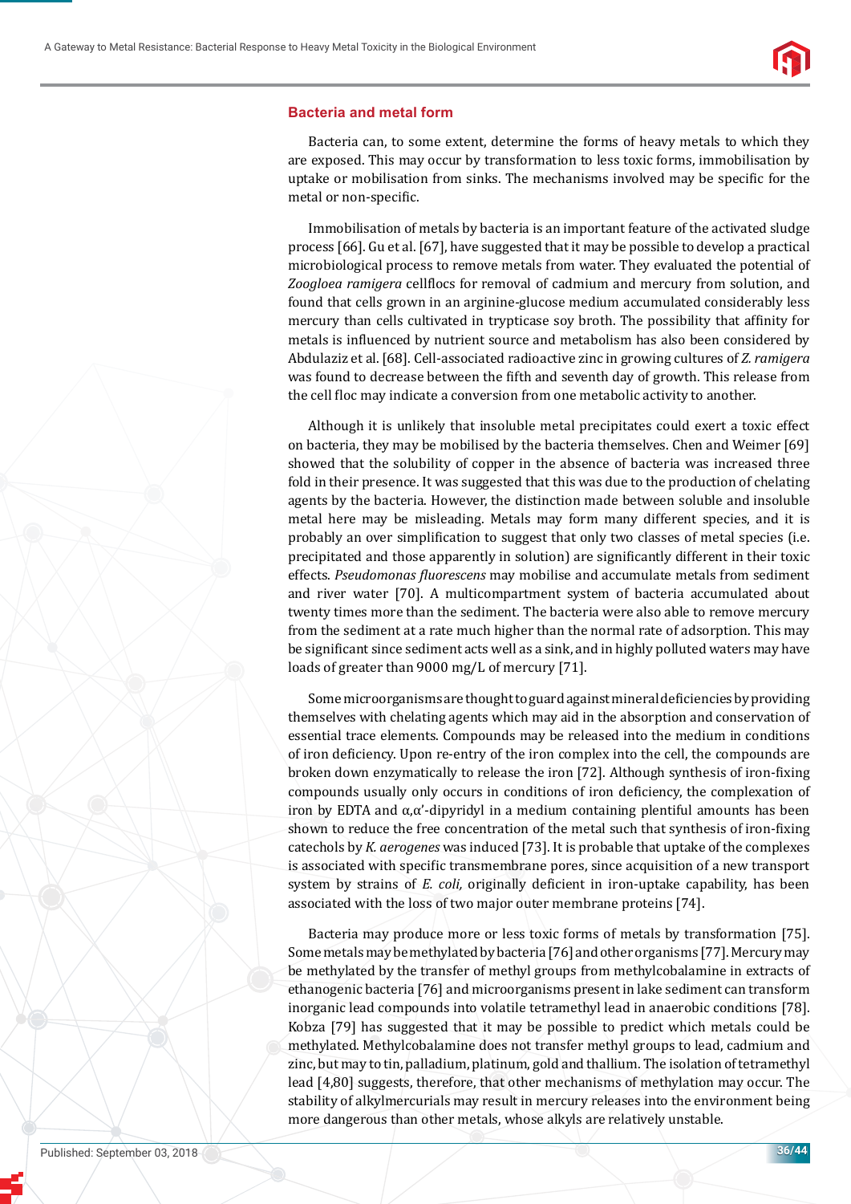## Bacteria and metal form

Bacteria can, to some extent, determine the forms of heavy metals to which they are exposed. This may occur by transformation to less toxic forms, immobilisation by uptake or mobilisation from sinks. The mechanisms involved may be specific for the metal or non-specific.

Immobilisation of metals by bacteria is an important feature of the activated sludge process [66]. Gu et al. [67], have suggested that it may be possible to develop a practical microbiological process to remove metals from water. They evaluated the potential of *Zoogloea ramigera* cellflocs for removal of cadmium and mercury from solution, and found that cells grown in an arginine-glucose medium accumulated considerably less mercury than cells cultivated in trypticase soy broth. The possibility that affinity for metals is influenced by nutrient source and metabolism has also been considered by Abdulaziz et al. [68]. Cell-associated radioactive zinc in growing cultures of *Z. ramigera* was found to decrease between the fifth and seventh day of growth. This release from the cell floc may indicate a conversion from one metabolic activity to another.

Although it is unlikely that insoluble metal precipitates could exert a toxic effect on bacteria, they may be mobilised by the bacteria themselves. Chen and Weimer [69] showed that the solubility of copper in the absence of bacteria was increased three fold in their presence. It was suggested that this was due to the production of chelating agents by the bacteria. However, the distinction made between soluble and insoluble metal here may be misleading. Metals may form many different species, and it is probably an over simplification to suggest that only two classes of metal species (i.e. precipitated and those apparently in solution) are significantly different in their toxic effects. *Pseudomonas fluorescens* may mobilise and accumulate metals from sediment and river water [70]. A multicompartment system of bacteria accumulated about twenty times more than the sediment. The bacteria were also able to remove mercury from the sediment at a rate much higher than the normal rate of adsorption. This may be significant since sediment acts well as a sink, and in highly polluted waters may have loads of greater than 9000 mg/L of mercury [71].

Some microorganisms are thought to guard against mineral deficiencies by providing themselves with chelating agents which may aid in the absorption and conservation of essential trace elements. Compounds may be released into the medium in conditions of iron deficiency. Upon re-entry of the iron complex into the cell, the compounds are broken down enzymatically to release the iron [72]. Although synthesis of iron-fixing compounds usually only occurs in conditions of iron deficiency, the complexation of iron by EDTA and α,α'-dipyridyl in a medium containing plentiful amounts has been shown to reduce the free concentration of the metal such that synthesis of iron-fixing catechols by *K. aerogenes* was induced [73]. It is probable that uptake of the complexes is associated with specific transmembrane pores, since acquisition of a new transport system by strains of *E. coli*, originally deficient in iron-uptake capability, has been associated with the loss of two major outer membrane proteins [74].

Bacteria may produce more or less toxic forms of metals by transformation [75]. Some metals may be methylated by bacteria [76] and other organisms [77]. Mercury may be methylated by the transfer of methyl groups from methylcobalamine in extracts of ethanogenic bacteria [76] and microorganisms present in lake sediment can transform inorganic lead compounds into volatile tetramethyl lead in anaerobic conditions [78]. Kobza [79] has suggested that it may be possible to predict which metals could be methylated. Methylcobalamine does not transfer methyl groups to lead, cadmium and zinc, but may to tin, palladium, platinum, gold and thallium. The isolation of tetramethyl lead [4,80] suggests, therefore, that other mechanisms of methylation may occur. The stability of alkylmercurials may result in mercury releases into the environment being more dangerous than other metals, whose alkyls are relatively unstable.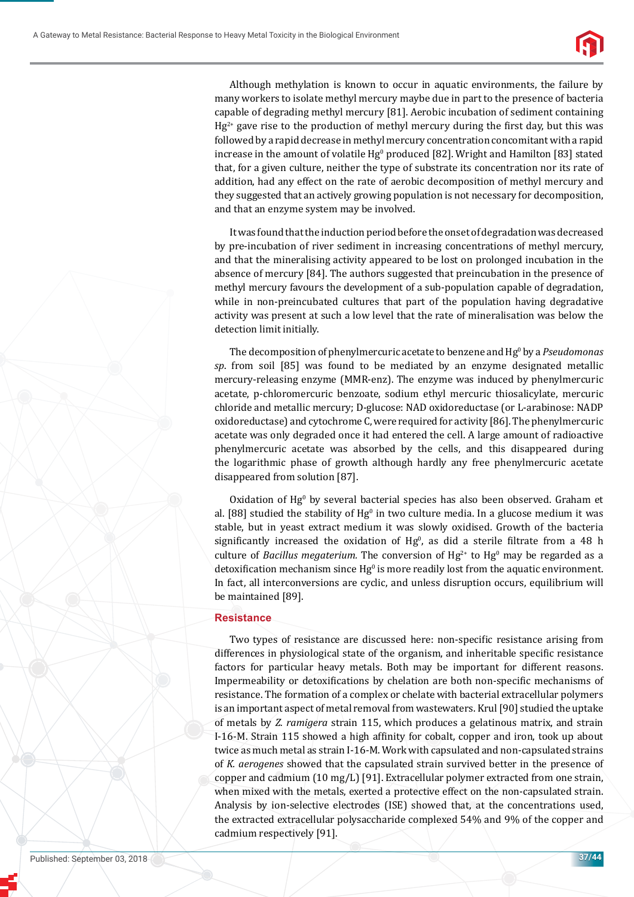Although methylation is known to occur in aquatic environments, the failure by many workers to isolate methyl mercury maybe due in part to the presence of bacteria capable of degrading methyl mercury [81]. Aerobic incubation of sediment containing $Hg^{2+}$ gave rise to the production of methyl mercury during the first day, but this was followed by a rapid decrease in methyl mercury concentration concomitant with a rapid increase in the amount of volatile $Hg^0$ produced [82]. Wright and Hamilton [83] stated that, for a given culture, neither the type of substrate its concentration nor its rate of addition, had any effect on the rate of aerobic decomposition of methyl mercury and they suggested that an actively growing population is not necessary for decomposition, and that an enzyme system may be involved.

It was found that the induction period before the onset of degradation was decreased by pre-incubation of river sediment in increasing concentrations of methyl mercury, and that the mineralising activity appeared to be lost on prolonged incubation in the absence of mercury [84]. The authors suggested that preincubation in the presence of methyl mercury favours the development of a sub-population capable of degradation, while in non-preincubated cultures that part of the population having degradative activity was present at such a low level that the rate of mineralisation was below the detection limit initially.

The decomposition of phenylmercuric acetate to benzene and $Hg^0$ by a *Pseudomonas sp*. from soil [85] was found to be mediated by an enzyme designated metallic mercury-releasing enzyme (MMR-enz). The enzyme was induced by phenylmercuric acetate, p-chloromercuric benzoate, sodium ethyl mercuric thiosalicylate, mercuric chloride and metallic mercury; D-glucose: NAD oxidoreductase (or L-arabinose: NADP oxidoreductase) and cytochrome C, were required for activity [86]. The phenylmercuric acetate was only degraded once it had entered the cell. A large amount of radioactive phenylmercuric acetate was absorbed by the cells, and this disappeared during the logarithmic phase of growth although hardly any free phenylmercuric acetate disappeared from solution [87].

Oxidation of $Hg^0$ by several bacterial species has also been observed. Graham et al. [88] studied the stability of $Hg^0$ in two culture media. In a glucose medium it was stable, but in yeast extract medium it was slowly oxidised. Growth of the bacteria significantly increased the oxidation of $Hg^0$, as did a sterile filtrate from a 48 h culture of *Bacillus megaterium*. The conversion of $Hg^{2+}$ to $Hg^0$ may be regarded as a detoxification mechanism since $Hg^0$ is more readily lost from the aquatic environment. In fact, all interconversions are cyclic, and unless disruption occurs, equilibrium will be maintained [89].

## Resistance

Two types of resistance are discussed here: non-specific resistance arising from differences in physiological state of the organism, and inheritable specific resistance factors for particular heavy metals. Both may be important for different reasons. Impermeability or detoxifications by chelation are both non-specific mechanisms of resistance. The formation of a complex or chelate with bacterial extracellular polymers is an important aspect of metal removal from wastewaters. Krul [90] studied the uptake of metals by *Z. ramigera* strain 115, which produces a gelatinous matrix, and strain I-16-M. Strain 115 showed a high affinity for cobalt, copper and iron, took up about twice as much metal as strain I-16-M. Work with capsulated and non-capsulated strains of *K. aerogenes* showed that the capsulated strain survived better in the presence of copper and cadmium (10 mg/L) [91]. Extracellular polymer extracted from one strain, when mixed with the metals, exerted a protective effect on the non-capsulated strain. Analysis by ion-selective electrodes (ISE) showed that, at the concentrations used, the extracted extracellular polysaccharide complexed 54% and 9% of the copper and cadmium respectively [91].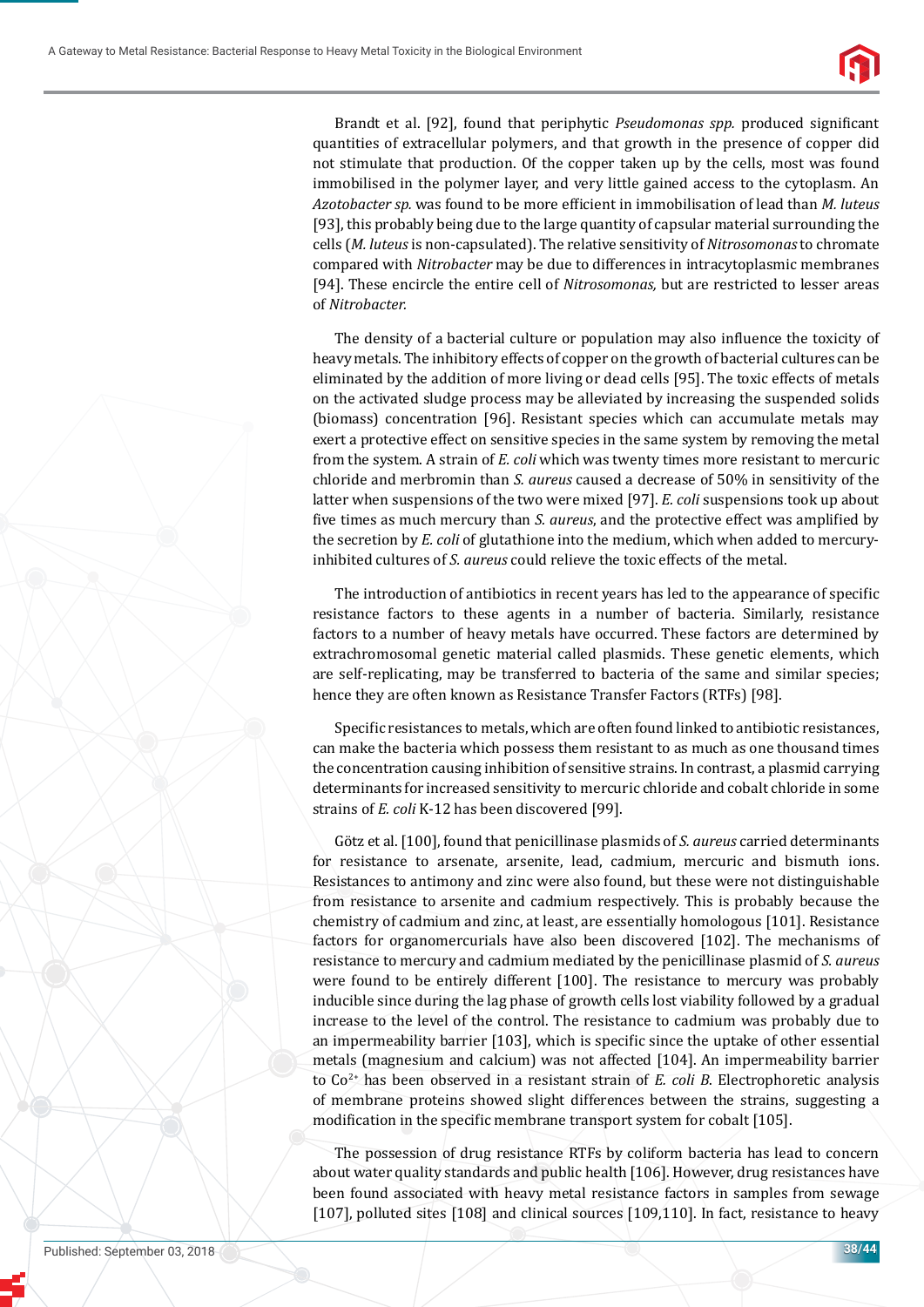Brandt et al. [92], found that periphytic *Pseudomonas spp.* produced significant quantities of extracellular polymers, and that growth in the presence of copper did not stimulate that production. Of the copper taken up by the cells, most was found immobilised in the polymer layer, and very little gained access to the cytoplasm. An *Azotobacter sp.* was found to be more efficient in immobilisation of lead than *M. luteus* [93], this probably being due to the large quantity of capsular material surrounding the cells (*M. luteus* is non-capsulated). The relative sensitivity of *Nitrosomonas* to chromate compared with *Nitrobacter* may be due to differences in intracytoplasmic membranes [94]. These encircle the entire cell of *Nitrosomonas,* but are restricted to lesser areas of *Nitrobacter.*

The density of a bacterial culture or population may also influence the toxicity of heavy metals. The inhibitory effects of copper on the growth of bacterial cultures can be eliminated by the addition of more living or dead cells [95]. The toxic effects of metals on the activated sludge process may be alleviated by increasing the suspended solids (biomass) concentration [96]. Resistant species which can accumulate metals may exert a protective effect on sensitive species in the same system by removing the metal from the system. A strain of *E. coli* which was twenty times more resistant to mercuric chloride and merbromin than *S. aureus* caused a decrease of 50% in sensitivity of the latter when suspensions of the two were mixed [97]. *E. coli* suspensions took up about five times as much mercury than *S. aureus*, and the protective effect was amplified by the secretion by *E. coli* of glutathione into the medium, which when added to mercury-inhibited cultures of *S. aureus* could relieve the toxic effects of the metal.

The introduction of antibiotics in recent years has led to the appearance of specific resistance factors to these agents in a number of bacteria. Similarly, resistance factors to a number of heavy metals have occurred. These factors are determined by extrachromosomal genetic material called plasmids. These genetic elements, which are self-replicating, may be transferred to bacteria of the same and similar species; hence they are often known as Resistance Transfer Factors (RTFs) [98].

Specific resistances to metals, which are often found linked to antibiotic resistances, can make the bacteria which possess them resistant to as much as one thousand times the concentration causing inhibition of sensitive strains. In contrast, a plasmid carrying determinants for increased sensitivity to mercuric chloride and cobalt chloride in some strains of *E. coli* K-12 has been discovered [99].

Götz et al. [100], found that penicillinase plasmids of *S. aureus* carried determinants for resistance to arsenate, arsenite, lead, cadmium, mercuric and bismuth ions. Resistances to antimony and zinc were also found, but these were not distinguishable from resistance to arsenite and cadmium respectively. This is probably because the chemistry of cadmium and zinc, at least, are essentially homologous [101]. Resistance factors for organomercurials have also been discovered [102]. The mechanisms of resistance to mercury and cadmium mediated by the penicillinase plasmid of *S. aureus* were found to be entirely different [100]. The resistance to mercury was probably inducible since during the lag phase of growth cells lost viability followed by a gradual increase to the level of the control. The resistance to cadmium was probably due to an impermeability barrier [103], which is specific since the uptake of other essential metals (magnesium and calcium) was not affected [104]. An impermeability barrier to $Co^{2+}$ has been observed in a resistant strain of *E. coli B*. Electrophoretic analysis of membrane proteins showed slight differences between the strains, suggesting a modification in the specific membrane transport system for cobalt [105].

The possession of drug resistance RTFs by coliform bacteria has lead to concern about water quality standards and public health [106]. However, drug resistances have been found associated with heavy metal resistance factors in samples from sewage [107], polluted sites [108] and clinical sources [109,110]. In fact, resistance to heavy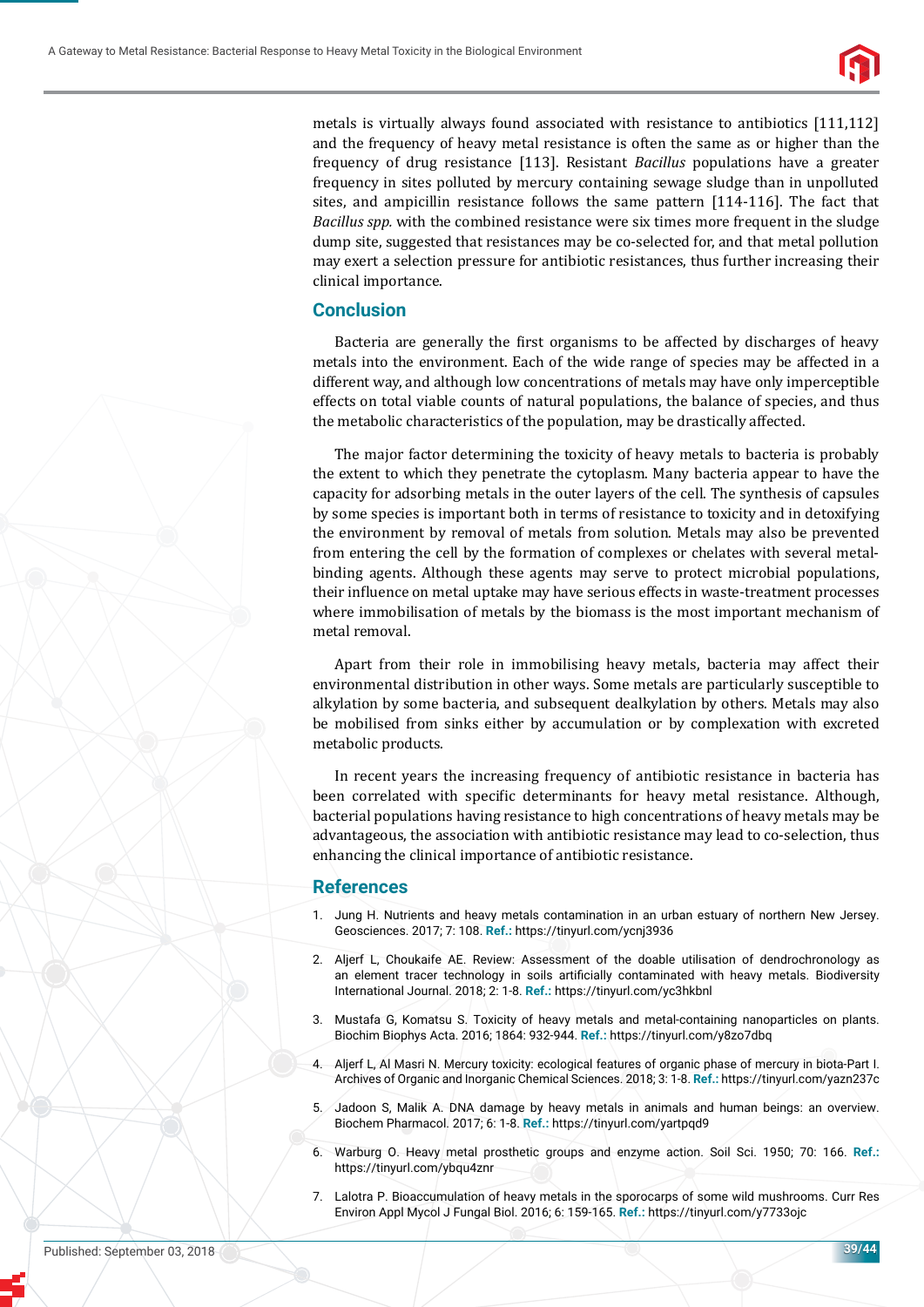metals is virtually always found associated with resistance to antibiotics [111,112] and the frequency of heavy metal resistance is often the same as or higher than the frequency of drug resistance [113]. Resistant *Bacillus* populations have a greater frequency in sites polluted by mercury containing sewage sludge than in unpolluted sites, and ampicillin resistance follows the same pattern [114-116]. The fact that *Bacillus spp.* with the combined resistance were six times more frequent in the sludge dump site, suggested that resistances may be co-selected for, and that metal pollution may exert a selection pressure for antibiotic resistances, thus further increasing their clinical importance.

## Conclusion

Bacteria are generally the first organisms to be affected by discharges of heavy metals into the environment. Each of the wide range of species may be affected in a different way, and although low concentrations of metals may have only imperceptible effects on total viable counts of natural populations, the balance of species, and thus the metabolic characteristics of the population, may be drastically affected.

The major factor determining the toxicity of heavy metals to bacteria is probably the extent to which they penetrate the cytoplasm. Many bacteria appear to have the capacity for adsorbing metals in the outer layers of the cell. The synthesis of capsules by some species is important both in terms of resistance to toxicity and in detoxifying the environment by removal of metals from solution. Metals may also be prevented from entering the cell by the formation of complexes or chelates with several metal-binding agents. Although these agents may serve to protect microbial populations, their influence on metal uptake may have serious effects in waste-treatment processes where immobilisation of metals by the biomass is the most important mechanism of metal removal.

Apart from their role in immobilising heavy metals, bacteria may affect their environmental distribution in other ways. Some metals are particularly susceptible to alkylation by some bacteria, and subsequent dealkylation by others. Metals may also be mobilised from sinks either by accumulation or by complexation with excreted metabolic products.

In recent years the increasing frequency of antibiotic resistance in bacteria has been correlated with specific determinants for heavy metal resistance. Although, bacterial populations having resistance to high concentrations of heavy metals may be advantageous, the association with antibiotic resistance may lead to co-selection, thus enhancing the clinical importance of antibiotic resistance.

## References

1. Jung H. Nutrients and heavy metals contamination in an urban estuary of northern New Jersey. Geosciences. 2017; 7: 108. **Ref.:** https://tinyurl.com/ycnj3936
2. Aljerf L, Choukaife AE. Review: Assessment of the doable utilisation of dendrochronology as an element tracer technology in soils artificially contaminated with heavy metals. Biodiversity International Journal. 2018; 2: 1-8. **Ref.:** https://tinyurl.com/yc3hkbnl
3. Mustafa G, Komatsu S. Toxicity of heavy metals and metal-containing nanoparticles on plants. Biochim Biophys Acta. 2016; 1864: 932-944. **Ref.:** https://tinyurl.com/y8zo7dbq
4. Aljerf L, Al Masri N. Mercury toxicity: ecological features of organic phase of mercury in biota-Part I. Archives of Organic and Inorganic Chemical Sciences. 2018; 3: 1-8. **Ref.:** https://tinyurl.com/yazn237c
5. Jadoon S, Malik A. DNA damage by heavy metals in animals and human beings: an overview. Biochem Pharmacol. 2017; 6: 1-8. **Ref.:** https://tinyurl.com/yartpqd9
6. Warburg O. Heavy metal prosthetic groups and enzyme action. Soil Sci. 1950; 70: 166. **Ref.:** https://tinyurl.com/ybqu4znr
7. Lalotra P. Bioaccumulation of heavy metals in the sporocarps of some wild mushrooms. Curr Res Environ Appl Mycol J Fungal Biol. 2016; 6: 159-165. **Ref.:** https://tinyurl.com/y7733ojc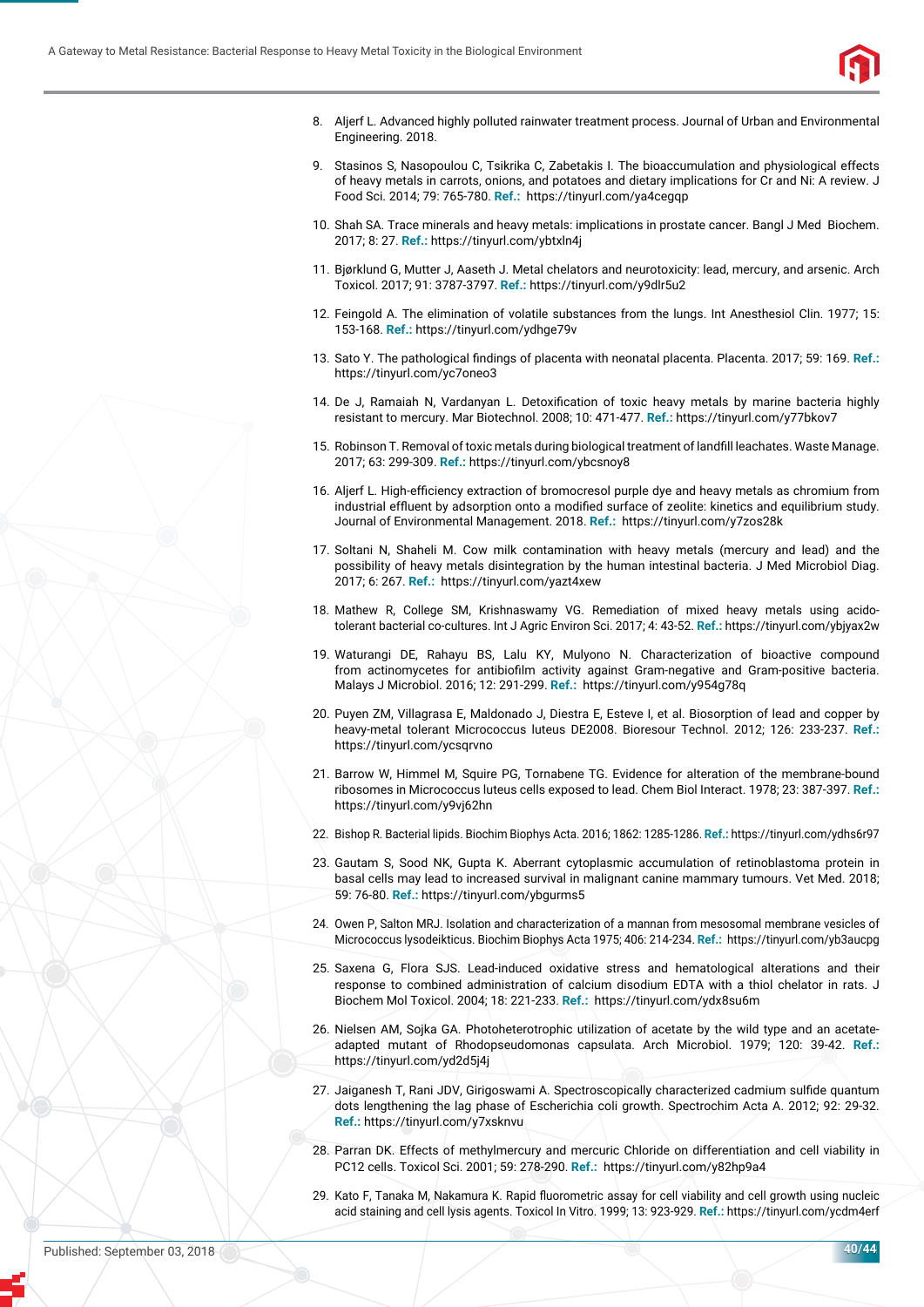8. Aljerf L. Advanced highly polluted rainwater treatment process. Journal of Urban and Environmental Engineering. 2018.

9. Stasinos S, Nasopoulou C, Tsikrika C, Zabetakis I. The bioaccumulation and physiological effects of heavy metals in carrots, onions, and potatoes and dietary implications for Cr and Ni: A review. J Food Sci. 2014; 79: 765-780. **Ref.:** https://tinyurl.com/ya4cegqp

10. Shah SA. Trace minerals and heavy metals: implications in prostate cancer. Bangl J Med Biochem. 2017; 8: 27. **Ref.:** https://tinyurl.com/ybtxln4j

11. Bjørklund G, Mutter J, Aaseth J. Metal chelators and neurotoxicity: lead, mercury, and arsenic. Arch Toxicol. 2017; 91: 3787-3797. **Ref.:** https://tinyurl.com/y9dlr5u2

12. Feingold A. The elimination of volatile substances from the lungs. Int Anesthesiol Clin. 1977; 15: 153-168. **Ref.:** https://tinyurl.com/ydhge79v

13. Sato Y. The pathological findings of placenta with neonatal placenta. Placenta. 2017; 59: 169. **Ref.:** https://tinyurl.com/yc7oneo3

14. De J, Ramaiah N, Vardanyan L. Detoxification of toxic heavy metals by marine bacteria highly resistant to mercury. Mar Biotechnol. 2008; 10: 471-477. **Ref.:** https://tinyurl.com/y77bkov7

15. Robinson T. Removal of toxic metals during biological treatment of landfill leachates. Waste Manage. 2017; 63: 299-309. **Ref.:** https://tinyurl.com/ybcsnoy8

16. Aljerf L. High-efficiency extraction of bromocresol purple dye and heavy metals as chromium from industrial effluent by adsorption onto a modified surface of zeolite: kinetics and equilibrium study. Journal of Environmental Management. 2018. **Ref.:** https://tinyurl.com/y7zos28k

17. Soltani N, Shaheli M. Cow milk contamination with heavy metals (mercury and lead) and the possibility of heavy metals disintegration by the human intestinal bacteria. J Med Microbiol Diag. 2017; 6: 267. **Ref.:** https://tinyurl.com/yazt4xew

18. Mathew R, College SM, Krishnaswamy VG. Remediation of mixed heavy metals using acido-tolerant bacterial co-cultures. Int J Agric Environ Sci. 2017; 4: 43-52. **Ref.:** https://tinyurl.com/ybjyax2w

19. Waturangi DE, Rahayu BS, Lalu KY, Mulyono N. Characterization of bioactive compound from actinomycetes for antibiofilm activity against Gram-negative and Gram-positive bacteria. Malays J Microbiol. 2016; 12: 291-299. **Ref.:** https://tinyurl.com/y954g78q

20. Puyen ZM, Villagrasa E, Maldonado J, Diestra E, Esteve I, et al. Biosorption of lead and copper by heavy-metal tolerant Micrococcus luteus DE2008. Bioresour Technol. 2012; 126: 233-237. **Ref.:** https://tinyurl.com/ycsqrvno

21. Barrow W, Himmel M, Squire PG, Tornabene TG. Evidence for alteration of the membrane-bound ribosomes in Micrococcus luteus cells exposed to lead. Chem Biol Interact. 1978; 23: 387-397. **Ref.:** https://tinyurl.com/y9vj62hn

22. Bishop R. Bacterial lipids. Biochim Biophys Acta. 2016; 1862: 1285-1286. **Ref.:** https://tinyurl.com/ydhs6r97

23. Gautam S, Sood NK, Gupta K. Aberrant cytoplasmic accumulation of retinoblastoma protein in basal cells may lead to increased survival in malignant canine mammary tumours. Vet Med. 2018; 59: 76-80. **Ref.:** https://tinyurl.com/ybgurms5

24. Owen P, Salton MRJ. Isolation and characterization of a mannan from mesosomal membrane vesicles of Micrococcus lysodeikticus. Biochim Biophys Acta 1975; 406: 214-234. **Ref.:** https://tinyurl.com/yb3aucpg

25. Saxena G, Flora SJS. Lead-induced oxidative stress and hematological alterations and their response to combined administration of calcium disodium EDTA with a thiol chelator in rats. J Biochem Mol Toxicol. 2004; 18: 221-233. **Ref.:** https://tinyurl.com/ydx8su6m

26. Nielsen AM, Sojka GA. Photoheterotrophic utilization of acetate by the wild type and an acetate-adapted mutant of Rhodopseudomonas capsulata. Arch Microbiol. 1979; 120: 39-42. **Ref.:** https://tinyurl.com/yd2d5j4j

27. Jaiganesh T, Rani JDV, Girigoswami A. Spectroscopically characterized cadmium sulfide quantum dots lengthening the lag phase of Escherichia coli growth. Spectrochim Acta A. 2012; 92: 29-32. **Ref.:** https://tinyurl.com/y7xsknvu

28. Parran DK. Effects of methylmercury and mercuric Chloride on differentiation and cell viability in PC12 cells. Toxicol Sci. 2001; 59: 278-290. **Ref.:** https://tinyurl.com/y82hp9a4

29. Kato F, Tanaka M, Nakamura K. Rapid fluorometric assay for cell viability and cell growth using nucleic acid staining and cell lysis agents. Toxicol In Vitro. 1999; 13: 923-929. **Ref.:** https://tinyurl.com/ycdm4erf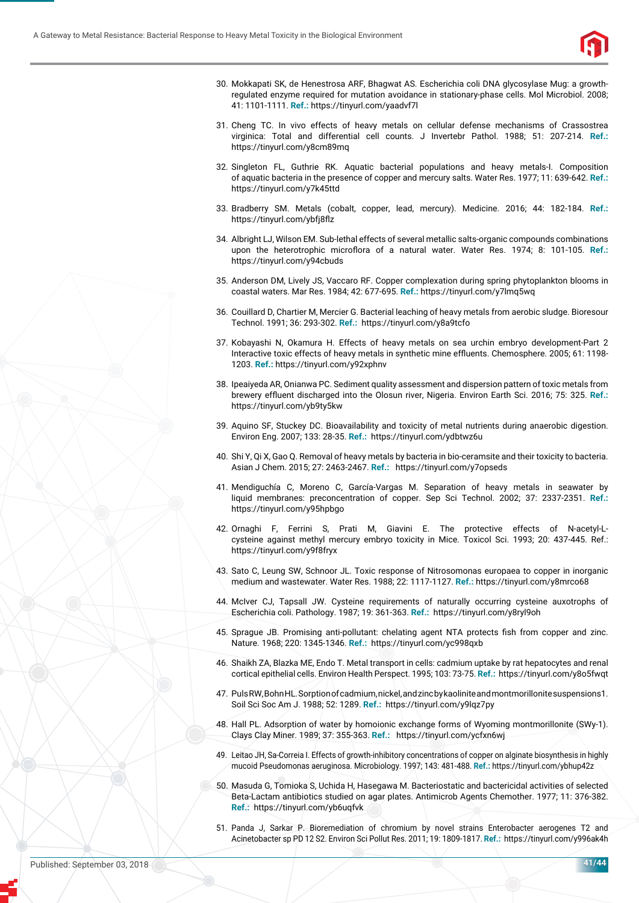30. Mokkapati SK, de Henestrosa ARF, Bhagwat AS. Escherichia coli DNA glycosylase Mug: a growth-regulated enzyme required for mutation avoidance in stationary-phase cells. Mol Microbiol. 2008; 41: 1101-1111. **Ref.:** https://tinyurl.com/yaadvf7l

31. Cheng TC. In vivo effects of heavy metals on cellular defense mechanisms of Crassostrea virginica: Total and differential cell counts. J Invertebr Pathol. 1988; 51: 207-214. **Ref.:** https://tinyurl.com/y8cm89mq

32. Singleton FL, Guthrie RK. Aquatic bacterial populations and heavy metals-I. Composition of aquatic bacteria in the presence of copper and mercury salts. Water Res. 1977; 11: 639-642. **Ref.:** https://tinyurl.com/y7k45ttd

33. Bradberry SM. Metals (cobalt, copper, lead, mercury). Medicine. 2016; 44: 182-184. **Ref.:** https://tinyurl.com/ybfj8flz

34. Albright LJ, Wilson EM. Sub-lethal effects of several metallic salts-organic compounds combinations upon the heterotrophic microflora of a natural water. Water Res. 1974; 8: 101-105. **Ref.:** https://tinyurl.com/y94cbuds

35. Anderson DM, Lively JS, Vaccaro RF. Copper complexation during spring phytoplankton blooms in coastal waters. Mar Res. 1984; 42: 677-695. **Ref.:** https://tinyurl.com/y7lmq5wq

36. Couillard D, Chartier M, Mercier G. Bacterial leaching of heavy metals from aerobic sludge. Bioresour Technol. 1991; 36: 293-302. **Ref.:** https://tinyurl.com/y8a9tcfo

37. Kobayashi N, Okamura H. Effects of heavy metals on sea urchin embryo development-Part 2 Interactive toxic effects of heavy metals in synthetic mine effluents. Chemosphere. 2005; 61: 1198-1203. **Ref.:** https://tinyurl.com/y92xphnv

38. Ipeaiyeda AR, Onianwa PC. Sediment quality assessment and dispersion pattern of toxic metals from brewery effluent discharged into the Olosun river, Nigeria. Environ Earth Sci. 2016; 75: 325. **Ref.:** https://tinyurl.com/yb9ty5kw

39. Aquino SF, Stuckey DC. Bioavailability and toxicity of metal nutrients during anaerobic digestion. Environ Eng. 2007; 133: 28-35. **Ref.:** https://tinyurl.com/ydbtwz6u

40. Shi Y, Qi X, Gao Q. Removal of heavy metals by bacteria in bio-ceramsite and their toxicity to bacteria. Asian J Chem. 2015; 27: 2463-2467. **Ref.:** https://tinyurl.com/y7opseds

41. Mendiguchía C, Moreno C, García-Vargas M. Separation of heavy metals in seawater by liquid membranes: preconcentration of copper. Sep Sci Technol. 2002; 37: 2337-2351. **Ref.:** https://tinyurl.com/y95hpbgo

42. Ornaghi F, Ferrini S, Prati M, Giavini E. The protective effects of N-acetyl-L-cysteine against methyl mercury embryo toxicity in Mice. Toxicol Sci. 1993; 20: 437-445. Ref.: https://tinyurl.com/y9f8fryx

43. Sato C, Leung SW, Schnoor JL. Toxic response of Nitrosomonas europaea to copper in inorganic medium and wastewater. Water Res. 1988; 22: 1117-1127. **Ref.:** https://tinyurl.com/y8mrco68

44. McIver CJ, Tapsall JW. Cysteine requirements of naturally occurring cysteine auxotrophs of Escherichia coli. Pathology. 1987; 19: 361-363. **Ref.:** https://tinyurl.com/y8ryl9oh

45. Sprague JB. Promising anti-pollutant: chelating agent NTA protects fish from copper and zinc. Nature. 1968; 220: 1345-1346. **Ref.:** https://tinyurl.com/yc998qxb

46. Shaikh ZA, Blazka ME, Endo T. Metal transport in cells: cadmium uptake by rat hepatocytes and renal cortical epithelial cells. Environ Health Perspect. 1995; 103: 73-75. **Ref.:** https://tinyurl.com/y8o5fwqt

47. Puls RW, Bohn HL. Sorption of cadmium, nickel, and zinc by kaolinite and montmorillonite suspensions1. Soil Sci Soc Am J. 1988; 52: 1289. **Ref.:** https://tinyurl.com/y9lqz7py

48. Hall PL. Adsorption of water by homoionic exchange forms of Wyoming montmorillonite (SWy-1). Clays Clay Miner. 1989; 37: 355-363. **Ref.:** https://tinyurl.com/ycfxn6wj

49. Leitao JH, Sa-Correia I. Effects of growth-inhibitory concentrations of copper on alginate biosynthesis in highly mucoid Pseudomonas aeruginosa. Microbiology. 1997; 143: 481-488. **Ref.:** https://tinyurl.com/ybhup42z

50. Masuda G, Tomioka S, Uchida H, Hasegawa M. Bacteriostatic and bactericidal activities of selected Beta-Lactam antibiotics studied on agar plates. Antimicrob Agents Chemother. 1977; 11: 376-382. **Ref.:** https://tinyurl.com/yb6uqfvk

51. Panda J, Sarkar P. Bioremediation of chromium by novel strains Enterobacter aerogenes T2 and Acinetobacter sp PD 12 S2. Environ Sci Pollut Res. 2011; 19: 1809-1817. **Ref.:** https://tinyurl.com/y996ak4h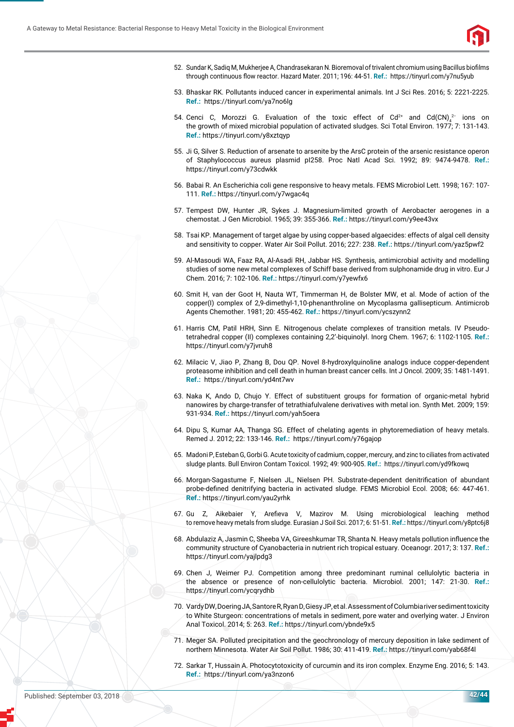52. Sundar K, Sadiq M, Mukherjee A, Chandrasekaran N. Bioremoval of trivalent chromium using Bacillus biofilms through continuous flow reactor. Hazard Mater. 2011; 196: 44-51. **Ref.:** https://tinyurl.com/y7nu5yub

53. Bhaskar RK. Pollutants induced cancer in experimental animals. Int J Sci Res. 2016; 5: 2221-2225. **Ref.:** https://tinyurl.com/ya7no6lg

54. Cenci C, Morozzi G. Evaluation of the toxic effect of $Cd^{2+}$ and $Cd(CN)_4^{2-}$ ions on the growth of mixed microbial population of activated sludges. Sci Total Environ. 1977; 7: 131-143. **Ref.:** https://tinyurl.com/y8xztqyp

55. Ji G, Silver S. Reduction of arsenate to arsenite by the ArsC protein of the arsenic resistance operon of Staphylococcus aureus plasmid pI258. Proc Natl Acad Sci. 1992; 89: 9474-9478. **Ref.:** https://tinyurl.com/y73cdwkk

56. Babai R. An Escherichia coli gene responsive to heavy metals. FEMS Microbiol Lett. 1998; 167: 107-111. **Ref.:** https://tinyurl.com/y7wgac4q

57. Tempest DW, Hunter JR, Sykes J. Magnesium-limited growth of Aerobacter aerogenes in a chemostat. J Gen Microbiol. 1965; 39: 355-366. **Ref.:** https://tinyurl.com/y9ee43vx

58. Tsai KP. Management of target algae by using copper-based algaecides: effects of algal cell density and sensitivity to copper. Water Air Soil Pollut. 2016; 227: 238. **Ref.:** https://tinyurl.com/yaz5pwf2

59. Al-Masoudi WA, Faaz RA, Al-Asadi RH, Jabbar HS. Synthesis, antimicrobial activity and modelling studies of some new metal complexes of Schiff base derived from sulphonamide drug in vitro. Eur J Chem. 2016; 7: 102-106. **Ref.:** https://tinyurl.com/y7yewfx6

60. Smit H, van der Goot H, Nauta WT, Timmerman H, de Bolster MW, et al. Mode of action of the copper(I) complex of 2,9-dimethyl-1,10-phenanthroline on Mycoplasma gallisepticum. Antimicrob Agents Chemother. 1981; 20: 455-462. **Ref.:** https://tinyurl.com/ycszynn2

61. Harris CM, Patil HRH, Sinn E. Nitrogenous chelate complexes of transition metals. IV Pseudo-tetrahedral copper (II) complexes containing 2,2'-biquinolyl. Inorg Chem. 1967; 6: 1102-1105. **Ref.:** https://tinyurl.com/y7jvruh8

62. Milacic V, Jiao P, Zhang B, Dou QP. Novel 8-hydroxylquinoline analogs induce copper-dependent proteasome inhibition and cell death in human breast cancer cells. Int J Oncol. 2009; 35: 1481-1491. **Ref.:** https://tinyurl.com/yd4nt7wv

63. Naka K, Ando D, Chujo Y. Effect of substituent groups for formation of organic-metal hybrid nanowires by charge-transfer of tetrathiafulvalene derivatives with metal ion. Synth Met. 2009; 159: 931-934. **Ref.:** https://tinyurl.com/yah5oera

64. Dipu S, Kumar AA, Thanga SG. Effect of chelating agents in phytoremediation of heavy metals. Remed J. 2012; 22: 133-146. **Ref.:** https://tinyurl.com/y76gajop

65. Madoni P, Esteban G, Gorbi G. Acute toxicity of cadmium, copper, mercury, and zinc to ciliates from activated sludge plants. Bull Environ Contam Toxicol. 1992; 49: 900-905. **Ref.:** https://tinyurl.com/yd9fkowq

66. Morgan-Sagastume F, Nielsen JL, Nielsen PH. Substrate-dependent denitrification of abundant probe-defined denitrifying bacteria in activated sludge. FEMS Microbiol Ecol. 2008; 66: 447-461. **Ref.:** https://tinyurl.com/yau2yrhk

67. Gu Z, Aikebaier Y, Arefieva V, Mazirov M. Using microbiological leaching method to remove heavy metals from sludge. Eurasian J Soil Sci. 2017; 6: 51-51. **Ref.:** https://tinyurl.com/y8ptc6j8

68. Abdulaziz A, Jasmin C, Sheeba VA, Gireeshkumar TR, Shanta N. Heavy metals pollution influence the community structure of Cyanobacteria in nutrient rich tropical estuary. Oceanogr. 2017; 3: 137. **Ref.:** https://tinyurl.com/yajlpdg3

69. Chen J, Weimer PJ. Competition among three predominant ruminal cellulolytic bacteria in the absence or presence of non-cellulolytic bacteria. Microbiol. 2001; 147: 21-30. **Ref.:** https://tinyurl.com/ycqrydhb

70. Vardy DW, Doering JA, Santore R, Ryan D, Giesy JP, et al. Assessment of Columbia river sediment toxicity to White Sturgeon: concentrations of metals in sediment, pore water and overlying water. J Environ Anal Toxicol. 2014; 5: 263. **Ref.:** https://tinyurl.com/ybnde9x5

71. Meger SA. Polluted precipitation and the geochronology of mercury deposition in lake sediment of northern Minnesota. Water Air Soil Pollut. 1986; 30: 411-419. **Ref.:** https://tinyurl.com/yab68f4l

72. Sarkar T, Hussain A. Photocytotoxicity of curcumin and its iron complex. Enzyme Eng. 2016; 5: 143. **Ref.:** https://tinyurl.com/ya3nzon6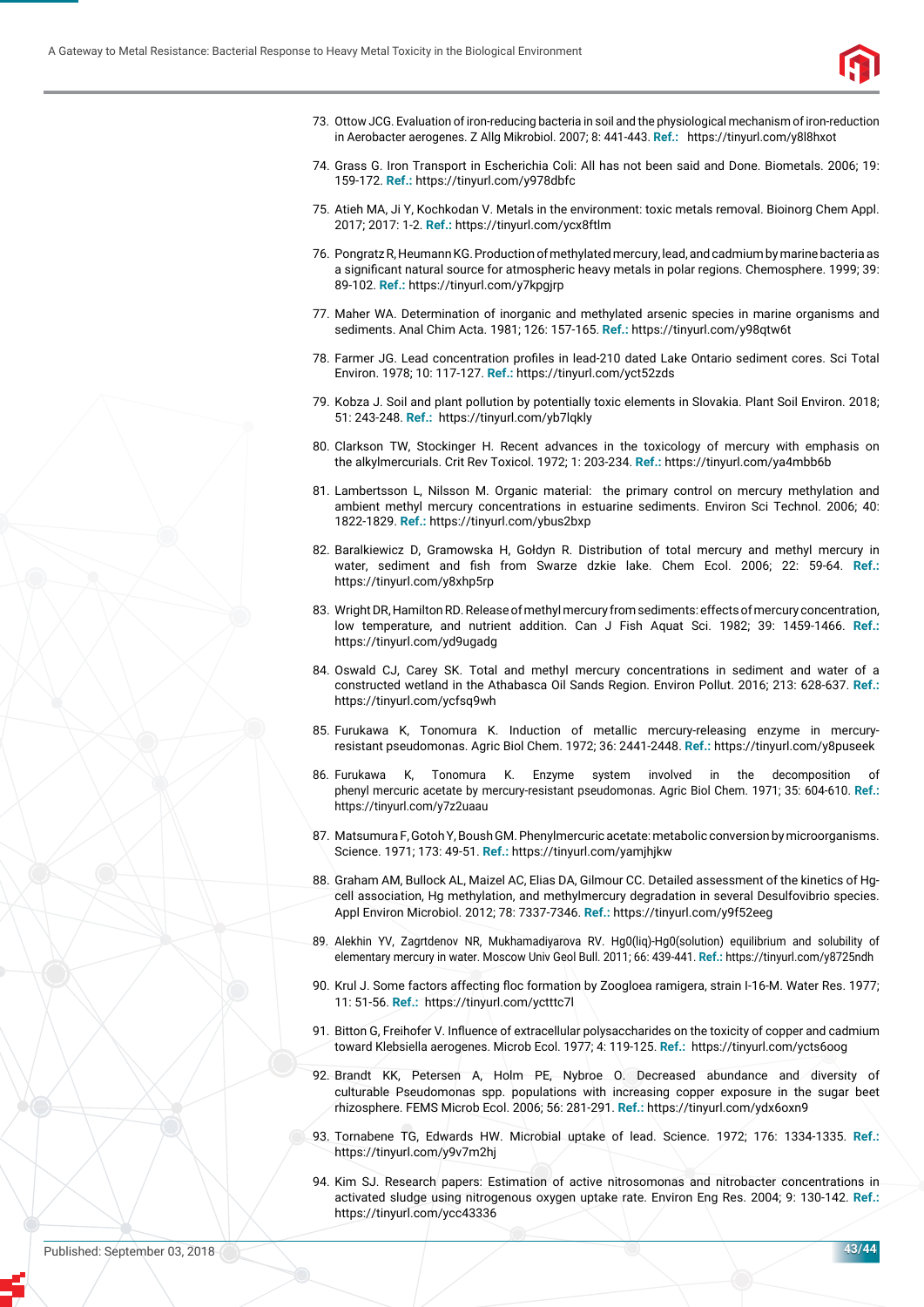73. Ottow JCG. Evaluation of iron-reducing bacteria in soil and the physiological mechanism of iron-reduction in Aerobacter aerogenes. Z Allg Mikrobiol. 2007; 8: 441-443. **Ref.:** https://tinyurl.com/y8l8hxot

74. Grass G. Iron Transport in Escherichia Coli: All has not been said and Done. Biometals. 2006; 19: 159-172. **Ref.:** https://tinyurl.com/y978dbfc

75. Atieh MA, Ji Y, Kochkodan V. Metals in the environment: toxic metals removal. Bioinorg Chem Appl. 2017; 2017: 1-2. **Ref.:** https://tinyurl.com/ycx8ftlm

76. Pongratz R, Heumann KG. Production of methylated mercury, lead, and cadmium by marine bacteria as a significant natural source for atmospheric heavy metals in polar regions. Chemosphere. 1999; 39: 89-102. **Ref.:** https://tinyurl.com/y7kpgjrp

77. Maher WA. Determination of inorganic and methylated arsenic species in marine organisms and sediments. Anal Chim Acta. 1981; 126: 157-165. **Ref.:** https://tinyurl.com/y98qtw6t

78. Farmer JG. Lead concentration profiles in lead-210 dated Lake Ontario sediment cores. Sci Total Environ. 1978; 10: 117-127. **Ref.:** https://tinyurl.com/yct52zds

79. Kobza J. Soil and plant pollution by potentially toxic elements in Slovakia. Plant Soil Environ. 2018; 51: 243-248. **Ref.:** https://tinyurl.com/yb7lqkly

80. Clarkson TW, Stockinger H. Recent advances in the toxicology of mercury with emphasis on the alkylmercurials. Crit Rev Toxicol. 1972; 1: 203-234. **Ref.:** https://tinyurl.com/ya4mbb6b

81. Lambertsson L, Nilsson M. Organic material: the primary control on mercury methylation and ambient methyl mercury concentrations in estuarine sediments. Environ Sci Technol. 2006; 40: 1822-1829. **Ref.:** https://tinyurl.com/ybus2bxp

82. Baralkiewicz D, Gramowska H, Gołdyn R. Distribution of total mercury and methyl mercury in water, sediment and fish from Swarze dzkie lake. Chem Ecol. 2006; 22: 59-64. **Ref.:** https://tinyurl.com/y8xhp5rp

83. Wright DR, Hamilton RD. Release of methyl mercury from sediments: effects of mercury concentration, low temperature, and nutrient addition. Can J Fish Aquat Sci. 1982; 39: 1459-1466. **Ref.:** https://tinyurl.com/yd9ugadg

84. Oswald CJ, Carey SK. Total and methyl mercury concentrations in sediment and water of a constructed wetland in the Athabasca Oil Sands Region. Environ Pollut. 2016; 213: 628-637. **Ref.:** https://tinyurl.com/ycfsq9wh

85. Furukawa K, Tonomura K. Induction of metallic mercury-releasing enzyme in mercury-resistant pseudomonas. Agric Biol Chem. 1972; 36: 2441-2448. **Ref.:** https://tinyurl.com/y8puseek

86. Furukawa K, Tonomura K. Enzyme system involved in the decomposition of phenyl mercuric acetate by mercury-resistant pseudomonas. Agric Biol Chem. 1971; 35: 604-610. **Ref.:** https://tinyurl.com/y7z2uaau

87. Matsumura F, Gotoh Y, Boush GM. Phenylmercuric acetate: metabolic conversion by microorganisms. Science. 1971; 173: 49-51. **Ref.:** https://tinyurl.com/yamjhjkw

88. Graham AM, Bullock AL, Maizel AC, Elias DA, Gilmour CC. Detailed assessment of the kinetics of Hg-cell association, Hg methylation, and methylmercury degradation in several Desulfovibrio species. Appl Environ Microbiol. 2012; 78: 7337-7346. **Ref.:** https://tinyurl.com/y9f52eeg

89. Alekhin YV, Zagrtdenov NR, Mukhamadiyarova RV. Hg0(liq)-Hg0(solution) equilibrium and solubility of elementary mercury in water. Moscow Univ Geol Bull. 2011; 66: 439-441. **Ref.:** https://tinyurl.com/y8725ndh

90. Krul J. Some factors affecting floc formation by Zoogloea ramigera, strain I-16-M. Water Res. 1977; 11: 51-56. **Ref.:** https://tinyurl.com/yctttc7l

91. Bitton G, Freihofer V. Influence of extracellular polysaccharides on the toxicity of copper and cadmium toward Klebsiella aerogenes. Microb Ecol. 1977; 4: 119-125. **Ref.:** https://tinyurl.com/ycts6oog

92. Brandt KK, Petersen A, Holm PE, Nybroe O. Decreased abundance and diversity of culturable Pseudomonas spp. populations with increasing copper exposure in the sugar beet rhizosphere. FEMS Microb Ecol. 2006; 56: 281-291. **Ref.:** https://tinyurl.com/ydx6oxn9

93. Tornabene TG, Edwards HW. Microbial uptake of lead. Science. 1972; 176: 1334-1335. **Ref.:** https://tinyurl.com/y9v7m2hj

94. Kim SJ. Research papers: Estimation of active nitrosomonas and nitrobacter concentrations in activated sludge using nitrogenous oxygen uptake rate. Environ Eng Res. 2004; 9: 130-142. **Ref.:** https://tinyurl.com/ycc43336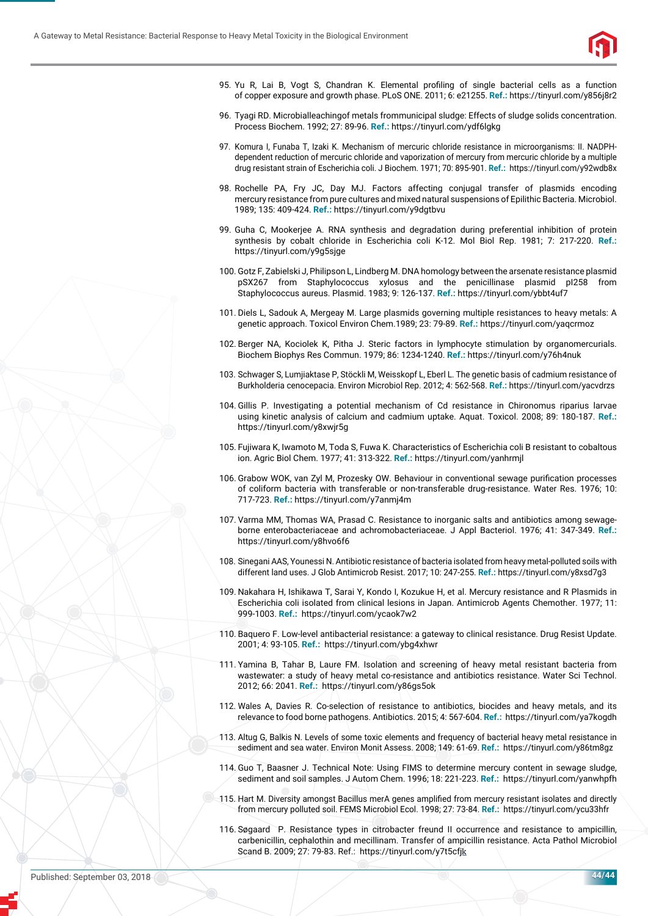95. Yu R, Lai B, Vogt S, Chandran K. Elemental profiling of single bacterial cells as a function of copper exposure and growth phase. PLoS ONE. 2011; 6: e21255. **Ref.:** https://tinyurl.com/y856j8r2

96. Tyagi RD. Microbialleachingof metals frommunicipal sludge: Effects of sludge solids concentration. Process Biochem. 1992; 27: 89-96. **Ref.:** https://tinyurl.com/ydf6lgkg

97. Komura I, Funaba T, Izaki K. Mechanism of mercuric chloride resistance in microorganisms: II. NADPH-dependent reduction of mercuric chloride and vaporization of mercury from mercuric chloride by a multiple drug resistant strain of Escherichia coli. J Biochem. 1971; 70: 895-901. **Ref.:** https://tinyurl.com/y92wdb8x

98. Rochelle PA, Fry JC, Day MJ. Factors affecting conjugal transfer of plasmids encoding mercury resistance from pure cultures and mixed natural suspensions of Epilithic Bacteria. Microbiol. 1989; 135: 409-424. **Ref.:** https://tinyurl.com/y9dgtbvu

99. Guha C, Mookerjee A. RNA synthesis and degradation during preferential inhibition of protein synthesis by cobalt chloride in Escherichia coli K-12. Mol Biol Rep. 1981; 7: 217-220. **Ref.:** https://tinyurl.com/y9g5sjge

100. Gotz F, Zabielski J, Philipson L, Lindberg M. DNA homology between the arsenate resistance plasmid pSX267 from Staphylococcus xylosus and the penicillinase plasmid pI258 from Staphylococcus aureus. Plasmid. 1983; 9: 126-137. **Ref.:** https://tinyurl.com/ybbt4uf7

101. Diels L, Sadouk A, Mergeay M. Large plasmids governing multiple resistances to heavy metals: A genetic approach. Toxicol Environ Chem.1989; 23: 79-89. **Ref.:** https://tinyurl.com/yaqcrmoz

102. Berger NA, Kociolek K, Pitha J. Steric factors in lymphocyte stimulation by organomercurials. Biochem Biophys Res Commun. 1979; 86: 1234-1240. **Ref.:** https://tinyurl.com/y76h4nuk

103. Schwager S, Lumjiaktase P, Stöckli M, Weisskopf L, Eberl L. The genetic basis of cadmium resistance of Burkholderia cenocepacia. Environ Microbiol Rep. 2012; 4: 562-568. **Ref.:** https://tinyurl.com/yacvdrzs

104. Gillis P. Investigating a potential mechanism of Cd resistance in Chironomus riparius larvae using kinetic analysis of calcium and cadmium uptake. Aquat. Toxicol. 2008; 89: 180-187. **Ref.:** https://tinyurl.com/y8xwjr5g

105. Fujiwara K, Iwamoto M, Toda S, Fuwa K. Characteristics of Escherichia coli B resistant to cobaltous ion. Agric Biol Chem. 1977; 41: 313-322. **Ref.:** https://tinyurl.com/yanhrmjl

106. Grabow WOK, van Zyl M, Prozesky OW. Behaviour in conventional sewage purification processes of coliform bacteria with transferable or non-transferable drug-resistance. Water Res. 1976; 10: 717-723. **Ref.:** https://tinyurl.com/y7anmj4m

107. Varma MM, Thomas WA, Prasad C. Resistance to inorganic salts and antibiotics among sewage-borne enterobacteriaceae and achromobacteriaceae. J Appl Bacteriol. 1976; 41: 347-349. **Ref.:** https://tinyurl.com/y8hvo6f6

108. Sinegani AAS, Younessi N. Antibiotic resistance of bacteria isolated from heavy metal-polluted soils with different land uses. J Glob Antimicrob Resist. 2017; 10: 247-255. **Ref.:** https://tinyurl.com/y8xsd7g3

109. Nakahara H, Ishikawa T, Sarai Y, Kondo I, Kozukue H, et al. Mercury resistance and R Plasmids in Escherichia coli isolated from clinical lesions in Japan. Antimicrob Agents Chemother. 1977; 11: 999-1003. **Ref.:** https://tinyurl.com/ycaok7w2

110. Baquero F. Low-level antibacterial resistance: a gateway to clinical resistance. Drug Resist Update. 2001; 4: 93-105. **Ref.:** https://tinyurl.com/ybg4xhwr

111. Yamina B, Tahar B, Laure FM. Isolation and screening of heavy metal resistant bacteria from wastewater: a study of heavy metal co-resistance and antibiotics resistance. Water Sci Technol. 2012; 66: 2041. **Ref.:** https://tinyurl.com/y86gs5ok

112. Wales A, Davies R. Co-selection of resistance to antibiotics, biocides and heavy metals, and its relevance to food borne pathogens. Antibiotics. 2015; 4: 567-604. **Ref.:** https://tinyurl.com/ya7kogdh

113. Altug G, Balkis N. Levels of some toxic elements and frequency of bacterial heavy metal resistance in sediment and sea water. Environ Monit Assess. 2008; 149: 61-69. **Ref.:** https://tinyurl.com/y86tm8gz

114. Guo T, Baasner J. Technical Note: Using FIMS to determine mercury content in sewage sludge, sediment and soil samples. J Autom Chem. 1996; 18: 221-223. **Ref.:** https://tinyurl.com/yanwhpfh

115. Hart M. Diversity amongst Bacillus merA genes amplified from mercury resistant isolates and directly from mercury polluted soil. FEMS Microbiol Ecol. 1998; 27: 73-84. **Ref.:** https://tinyurl.com/ycu33hfr

116. Søgaard P. Resistance types in citrobacter freund II occurrence and resistance to ampicillin, carbenicillin, cephalothin and mecillinam. Transfer of ampicillin resistance. Acta Pathol Microbiol Scand B. 2009; 27: 79-83. Ref.: https://tinyurl.com/y7t5cfjk